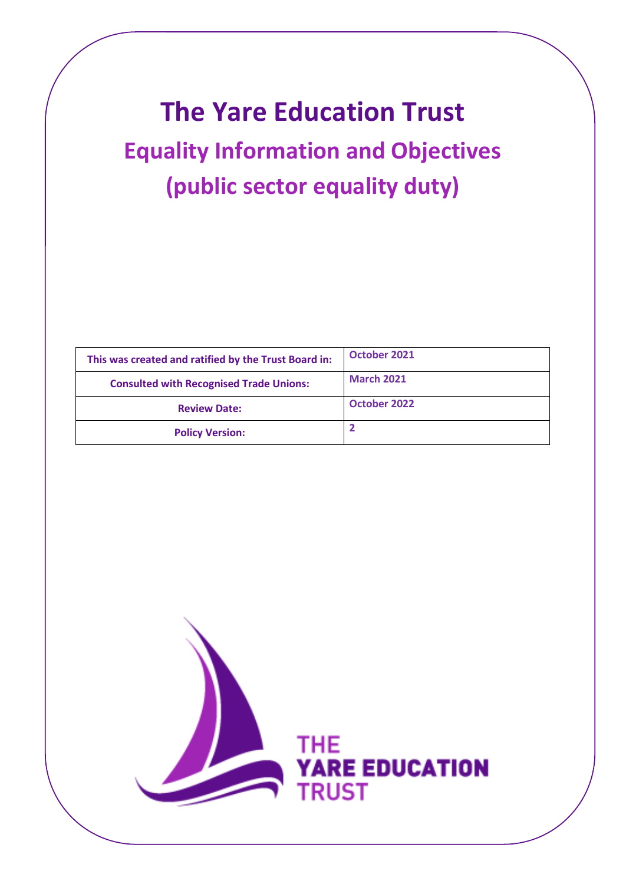# The Yare Education Trust

## Equality Information and Objectives (public sector equality duty)

| This was created and ratified by the Trust Board in: | October 2021 |
|---|---|
| Consulted with Recognised Trade Unions: | March 2021 |
| Review Date: | October 2022 |
| Policy Version: | 2 |

THE YARE EDUCATION TRUST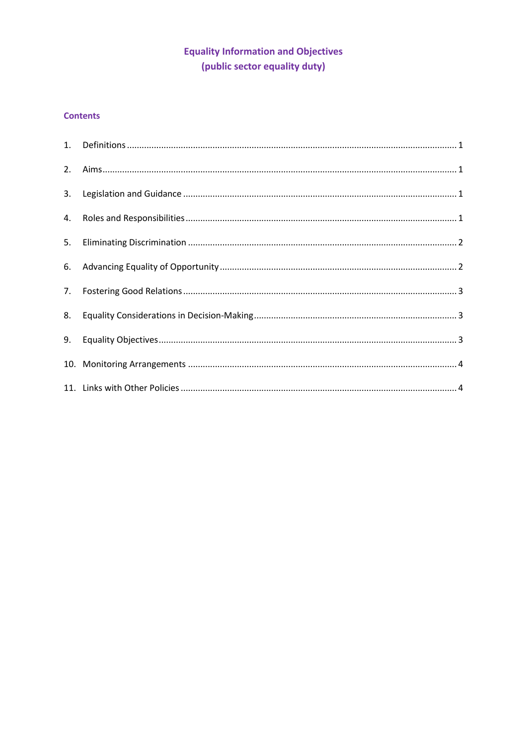# Equality Information and Objectives
# (public sector equality duty)

## Contents

1. Definitions ........................................................................................................................ 1
2. Aims ................................................................................................................................... 1
3. Legislation and Guidance .................................................................................................. 1
4. Roles and Responsibilities ................................................................................................. 1
5. Eliminating Discrimination ................................................................................................ 2
6. Advancing Equality of Opportunity .................................................................................... 2
7. Fostering Good Relations ................................................................................................... 3
8. Equality Considerations in Decision-Making ..................................................................... 3
9. Equality Objectives ............................................................................................................ 3
10. Monitoring Arrangements ................................................................................................ 4
11. Links with Other Policies .................................................................................................. 4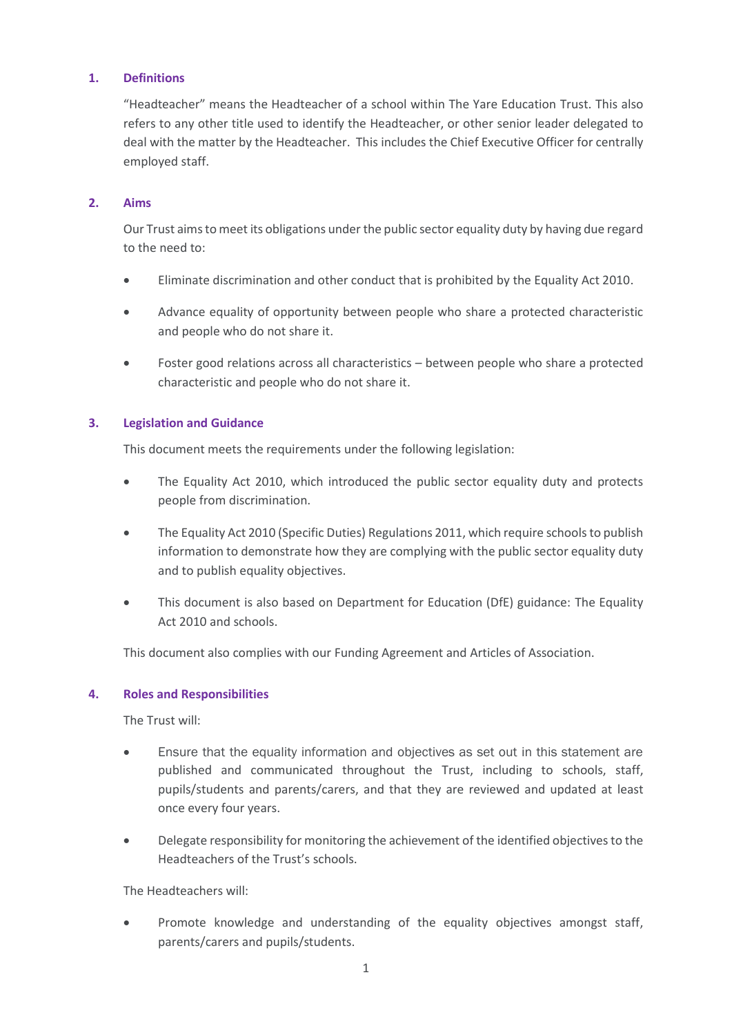## 1. Definitions

"Headteacher" means the Headteacher of a school within The Yare Education Trust. This also refers to any other title used to identify the Headteacher, or other senior leader delegated to deal with the matter by the Headteacher. This includes the Chief Executive Officer for centrally employed staff.

## 2. Aims

Our Trust aims to meet its obligations under the public sector equality duty by having due regard to the need to:

- Eliminate discrimination and other conduct that is prohibited by the Equality Act 2010.
- Advance equality of opportunity between people who share a protected characteristic and people who do not share it.
- Foster good relations across all characteristics – between people who share a protected characteristic and people who do not share it.

## 3. Legislation and Guidance

This document meets the requirements under the following legislation:

- The Equality Act 2010, which introduced the public sector equality duty and protects people from discrimination.
- The Equality Act 2010 (Specific Duties) Regulations 2011, which require schools to publish information to demonstrate how they are complying with the public sector equality duty and to publish equality objectives.
- This document is also based on Department for Education (DfE) guidance: The Equality Act 2010 and schools.

This document also complies with our Funding Agreement and Articles of Association.

## 4. Roles and Responsibilities

The Trust will:

- Ensure that the equality information and objectives as set out in this statement are published and communicated throughout the Trust, including to schools, staff, pupils/students and parents/carers, and that they are reviewed and updated at least once every four years.
- Delegate responsibility for monitoring the achievement of the identified objectives to the Headteachers of the Trust's schools.

The Headteachers will:

- Promote knowledge and understanding of the equality objectives amongst staff, parents/carers and pupils/students.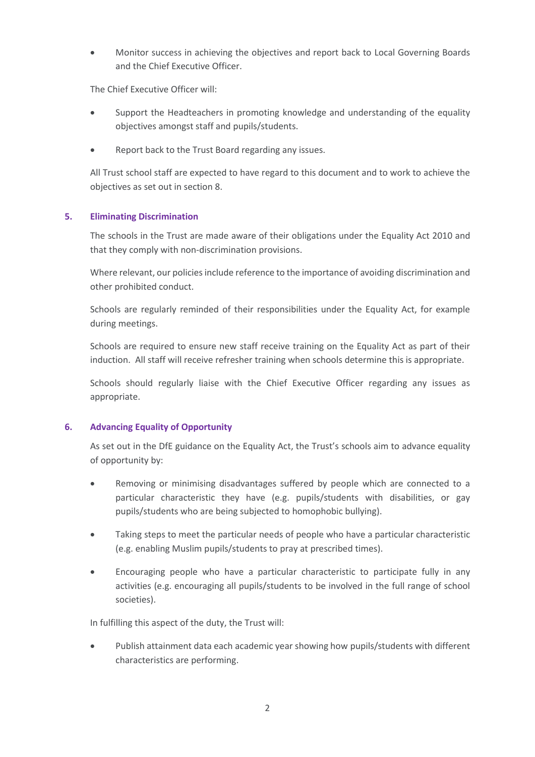- Monitor success in achieving the objectives and report back to Local Governing Boards and the Chief Executive Officer.

The Chief Executive Officer will:

- Support the Headteachers in promoting knowledge and understanding of the equality objectives amongst staff and pupils/students.
- Report back to the Trust Board regarding any issues.

All Trust school staff are expected to have regard to this document and to work to achieve the objectives as set out in section 8.

## 5. Eliminating Discrimination

The schools in the Trust are made aware of their obligations under the Equality Act 2010 and that they comply with non-discrimination provisions.

Where relevant, our policies include reference to the importance of avoiding discrimination and other prohibited conduct.

Schools are regularly reminded of their responsibilities under the Equality Act, for example during meetings.

Schools are required to ensure new staff receive training on the Equality Act as part of their induction. All staff will receive refresher training when schools determine this is appropriate.

Schools should regularly liaise with the Chief Executive Officer regarding any issues as appropriate.

## 6. Advancing Equality of Opportunity

As set out in the DfE guidance on the Equality Act, the Trust's schools aim to advance equality of opportunity by:

- Removing or minimising disadvantages suffered by people which are connected to a particular characteristic they have (e.g. pupils/students with disabilities, or gay pupils/students who are being subjected to homophobic bullying).
- Taking steps to meet the particular needs of people who have a particular characteristic (e.g. enabling Muslim pupils/students to pray at prescribed times).
- Encouraging people who have a particular characteristic to participate fully in any activities (e.g. encouraging all pupils/students to be involved in the full range of school societies).

In fulfilling this aspect of the duty, the Trust will:

- Publish attainment data each academic year showing how pupils/students with different characteristics are performing.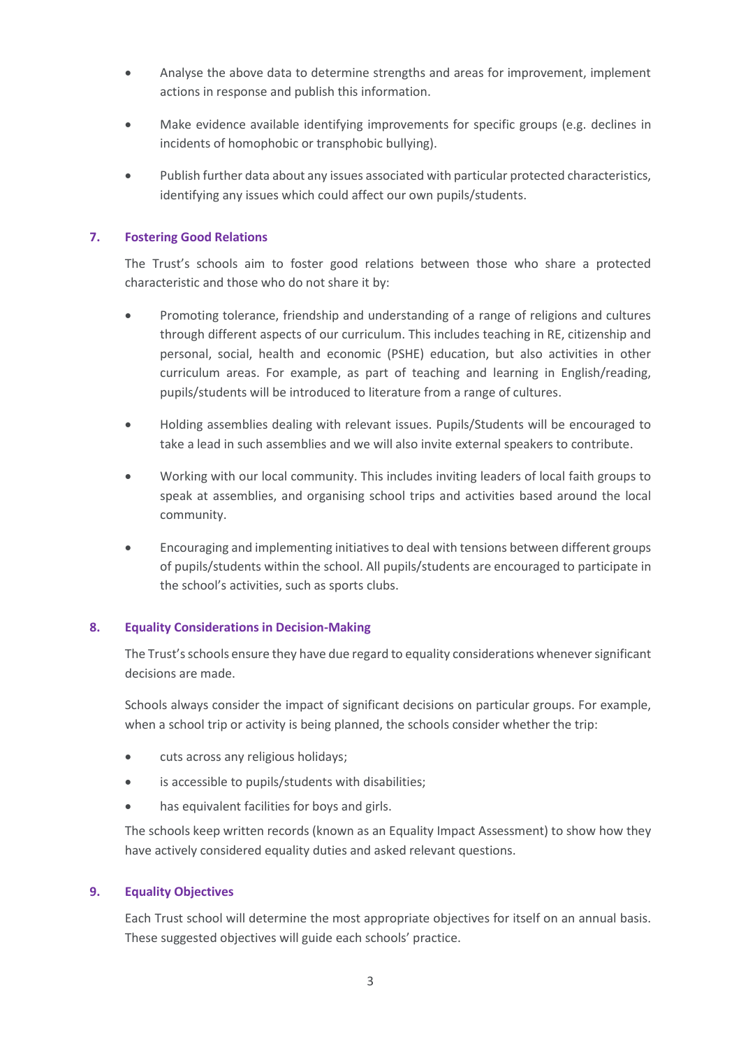- Analyse the above data to determine strengths and areas for improvement, implement actions in response and publish this information.
- Make evidence available identifying improvements for specific groups (e.g. declines in incidents of homophobic or transphobic bullying).
- Publish further data about any issues associated with particular protected characteristics, identifying any issues which could affect our own pupils/students.

## 7. Fostering Good Relations

The Trust's schools aim to foster good relations between those who share a protected characteristic and those who do not share it by:

- Promoting tolerance, friendship and understanding of a range of religions and cultures through different aspects of our curriculum. This includes teaching in RE, citizenship and personal, social, health and economic (PSHE) education, but also activities in other curriculum areas. For example, as part of teaching and learning in English/reading, pupils/students will be introduced to literature from a range of cultures.
- Holding assemblies dealing with relevant issues. Pupils/Students will be encouraged to take a lead in such assemblies and we will also invite external speakers to contribute.
- Working with our local community. This includes inviting leaders of local faith groups to speak at assemblies, and organising school trips and activities based around the local community.
- Encouraging and implementing initiatives to deal with tensions between different groups of pupils/students within the school. All pupils/students are encouraged to participate in the school's activities, such as sports clubs.

## 8. Equality Considerations in Decision-Making

The Trust's schools ensure they have due regard to equality considerations whenever significant decisions are made.

Schools always consider the impact of significant decisions on particular groups. For example, when a school trip or activity is being planned, the schools consider whether the trip:

- cuts across any religious holidays;
- is accessible to pupils/students with disabilities;
- has equivalent facilities for boys and girls.

The schools keep written records (known as an Equality Impact Assessment) to show how they have actively considered equality duties and asked relevant questions.

## 9. Equality Objectives

Each Trust school will determine the most appropriate objectives for itself on an annual basis. These suggested objectives will guide each schools' practice.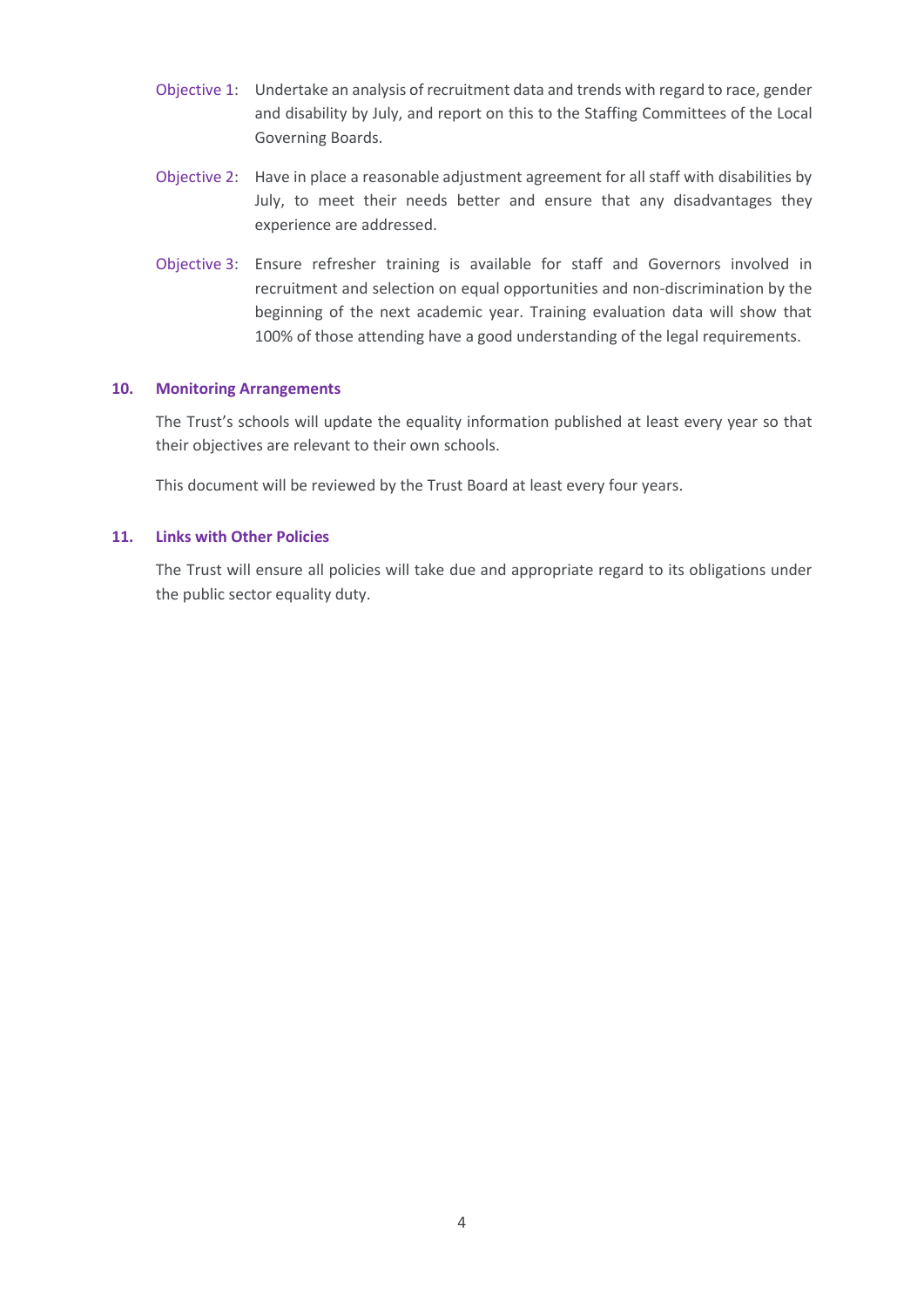Objective 1: Undertake an analysis of recruitment data and trends with regard to race, gender and disability by July, and report on this to the Staffing Committees of the Local Governing Boards.

Objective 2: Have in place a reasonable adjustment agreement for all staff with disabilities by July, to meet their needs better and ensure that any disadvantages they experience are addressed.

Objective 3: Ensure refresher training is available for staff and Governors involved in recruitment and selection on equal opportunities and non-discrimination by the beginning of the next academic year. Training evaluation data will show that 100% of those attending have a good understanding of the legal requirements.

## 10. Monitoring Arrangements

The Trust's schools will update the equality information published at least every year so that their objectives are relevant to their own schools.

This document will be reviewed by the Trust Board at least every four years.

## 11. Links with Other Policies

The Trust will ensure all policies will take due and appropriate regard to its obligations under the public sector equality duty.